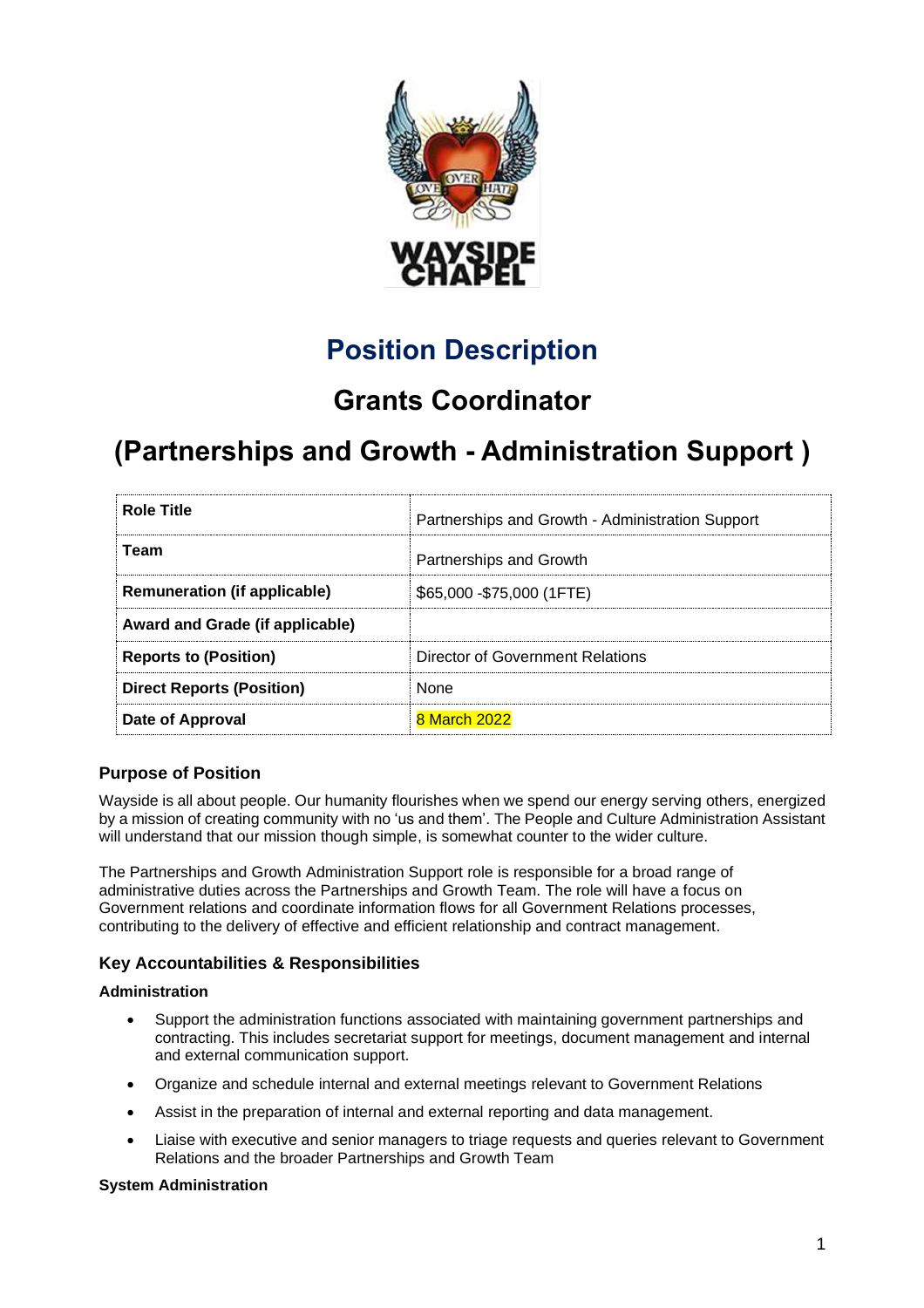# Position Description

## Grants Coordinator

## (Partnerships and Growth - Administration Support )

| **Role Title** | Partnerships and Growth - Administration Support |
|---|---|
| **Team** | Partnerships and Growth |
| **Remuneration (if applicable)** | $65,000 -$75,000 (1FTE) |
| **Award and Grade (if applicable)** | |
| **Reports to (Position)** | Director of Government Relations |
| **Direct Reports (Position)** | None |
| **Date of Approval** | 8 March 2022 |

### Purpose of Position

Wayside is all about people. Our humanity flourishes when we spend our energy serving others, energized by a mission of creating community with no 'us and them'. The People and Culture Administration Assistant will understand that our mission though simple, is somewhat counter to the wider culture.

The Partnerships and Growth Administration Support role is responsible for a broad range of administrative duties across the Partnerships and Growth Team. The role will have a focus on Government relations and coordinate information flows for all Government Relations processes, contributing to the delivery of effective and efficient relationship and contract management.

### Key Accountabilities & Responsibilities

**Administration**

- Support the administration functions associated with maintaining government partnerships and contracting. This includes secretariat support for meetings, document management and internal and external communication support.
- Organize and schedule internal and external meetings relevant to Government Relations
- Assist in the preparation of internal and external reporting and data management.
- Liaise with executive and senior managers to triage requests and queries relevant to Government Relations and the broader Partnerships and Growth Team

**System Administration**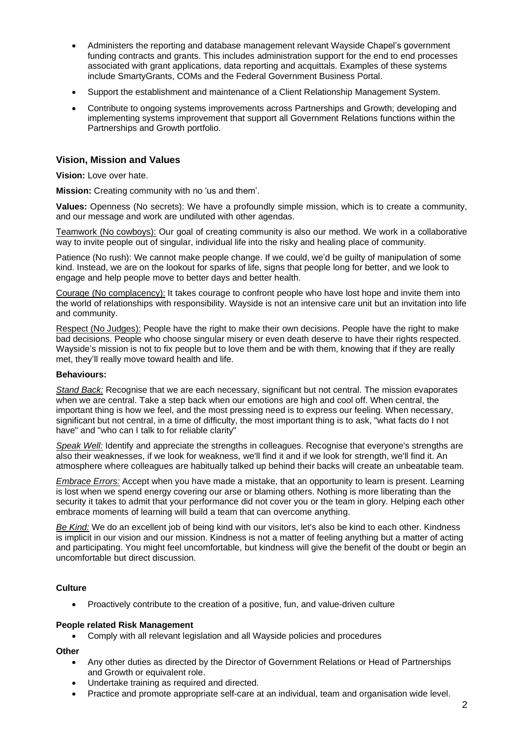- Administers the reporting and database management relevant Wayside Chapel's government funding contracts and grants. This includes administration support for the end to end processes associated with grant applications, data reporting and acquittals. Examples of these systems include SmartyGrants, COMs and the Federal Government Business Portal.
- Support the establishment and maintenance of a Client Relationship Management System.
- Contribute to ongoing systems improvements across Partnerships and Growth; developing and implementing systems improvement that support all Government Relations functions within the Partnerships and Growth portfolio.

### Vision, Mission and Values

**Vision:** Love over hate.

**Mission:** Creating community with no 'us and them'.

**Values:** Openness (No secrets): We have a profoundly simple mission, which is to create a community, and our message and work are undiluted with other agendas.

Teamwork (No cowboys): Our goal of creating community is also our method. We work in a collaborative way to invite people out of singular, individual life into the risky and healing place of community.

Patience (No rush): We cannot make people change. If we could, we'd be guilty of manipulation of some kind. Instead, we are on the lookout for sparks of life, signs that people long for better, and we look to engage and help people move to better days and better health.

Courage (No complacency): It takes courage to confront people who have lost hope and invite them into the world of relationships with responsibility. Wayside is not an intensive care unit but an invitation into life and community.

Respect (No Judges): People have the right to make their own decisions. People have the right to make bad decisions. People who choose singular misery or even death deserve to have their rights respected. Wayside's mission is not to fix people but to love them and be with them, knowing that if they are really met, they'll really move toward health and life.

**Behaviours:**

*Stand Back:* Recognise that we are each necessary, significant but not central. The mission evaporates when we are central. Take a step back when our emotions are high and cool off. When central, the important thing is how we feel, and the most pressing need is to express our feeling. When necessary, significant but not central, in a time of difficulty, the most important thing is to ask, "what facts do I not have" and "who can I talk to for reliable clarity"

*Speak Well:* Identify and appreciate the strengths in colleagues. Recognise that everyone's strengths are also their weaknesses, if we look for weakness, we'll find it and if we look for strength, we'll find it. An atmosphere where colleagues are habitually talked up behind their backs will create an unbeatable team.

*Embrace Errors:* Accept when you have made a mistake, that an opportunity to learn is present. Learning is lost when we spend energy covering our arse or blaming others. Nothing is more liberating than the security it takes to admit that your performance did not cover you or the team in glory. Helping each other embrace moments of learning will build a team that can overcome anything.

*Be Kind:* We do an excellent job of being kind with our visitors, let's also be kind to each other. Kindness is implicit in our vision and our mission. Kindness is not a matter of feeling anything but a matter of acting and participating. You might feel uncomfortable, but kindness will give the benefit of the doubt or begin an uncomfortable but direct discussion.

**Culture**

- Proactively contribute to the creation of a positive, fun, and value-driven culture

**People related Risk Management**

- Comply with all relevant legislation and all Wayside policies and procedures

**Other**

- Any other duties as directed by the Director of Government Relations or Head of Partnerships and Growth or equivalent role.
- Undertake training as required and directed.
- Practice and promote appropriate self-care at an individual, team and organisation wide level.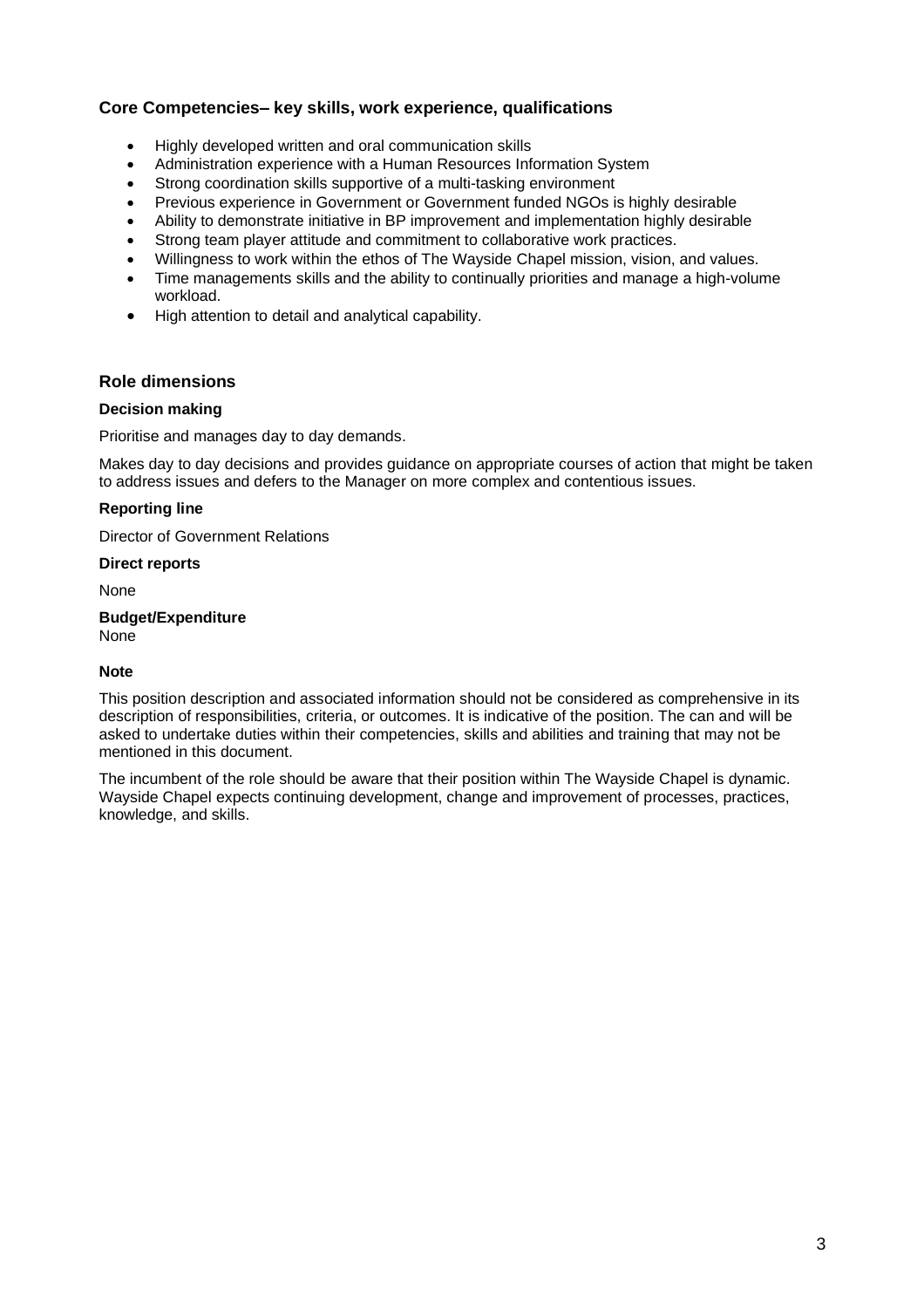## Core Competencies– key skills, work experience, qualifications

- Highly developed written and oral communication skills
- Administration experience with a Human Resources Information System
- Strong coordination skills supportive of a multi-tasking environment
- Previous experience in Government or Government funded NGOs is highly desirable
- Ability to demonstrate initiative in BP improvement and implementation highly desirable
- Strong team player attitude and commitment to collaborative work practices.
- Willingness to work within the ethos of The Wayside Chapel mission, vision, and values.
- Time managements skills and the ability to continually priorities and manage a high-volume workload.
- High attention to detail and analytical capability.

## Role dimensions

### Decision making

Prioritise and manages day to day demands.

Makes day to day decisions and provides guidance on appropriate courses of action that might be taken to address issues and defers to the Manager on more complex and contentious issues.

### Reporting line

Director of Government Relations

### Direct reports

None

### Budget/Expenditure

None

### Note

This position description and associated information should not be considered as comprehensive in its description of responsibilities, criteria, or outcomes. It is indicative of the position. The can and will be asked to undertake duties within their competencies, skills and abilities and training that may not be mentioned in this document.

The incumbent of the role should be aware that their position within The Wayside Chapel is dynamic. Wayside Chapel expects continuing development, change and improvement of processes, practices, knowledge, and skills.